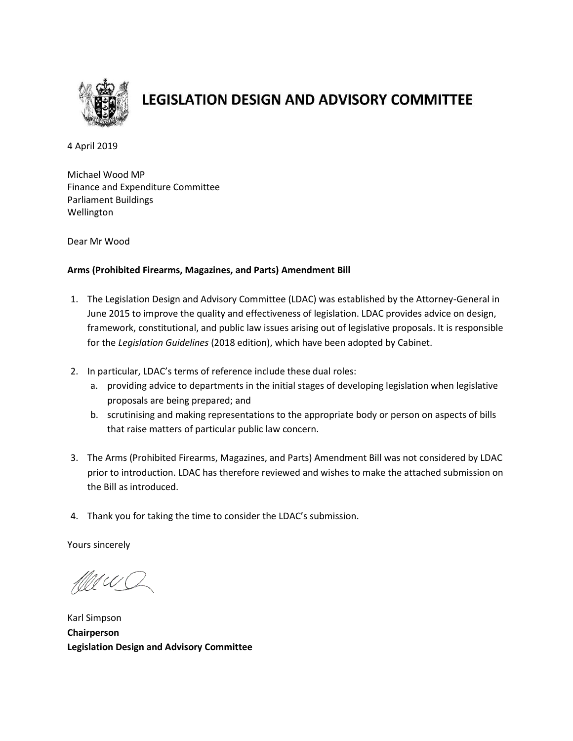# LEGISLATION DESIGN AND ADVISORY COMMITTEE

4 April 2019

Michael Wood MP
Finance and Expenditure Committee
Parliament Buildings
Wellington

Dear Mr Wood

**Arms (Prohibited Firearms, Magazines, and Parts) Amendment Bill**

1. The Legislation Design and Advisory Committee (LDAC) was established by the Attorney-General in June 2015 to improve the quality and effectiveness of legislation. LDAC provides advice on design, framework, constitutional, and public law issues arising out of legislative proposals. It is responsible for the *Legislation Guidelines* (2018 edition), which have been adopted by Cabinet.

2. In particular, LDAC's terms of reference include these dual roles:
   a. providing advice to departments in the initial stages of developing legislation when legislative proposals are being prepared; and
   b. scrutinising and making representations to the appropriate body or person on aspects of bills that raise matters of particular public law concern.

3. The Arms (Prohibited Firearms, Magazines, and Parts) Amendment Bill was not considered by LDAC prior to introduction. LDAC has therefore reviewed and wishes to make the attached submission on the Bill as introduced.

4. Thank you for taking the time to consider the LDAC's submission.

Yours sincerely

Karl Simpson
**Chairperson**
**Legislation Design and Advisory Committee**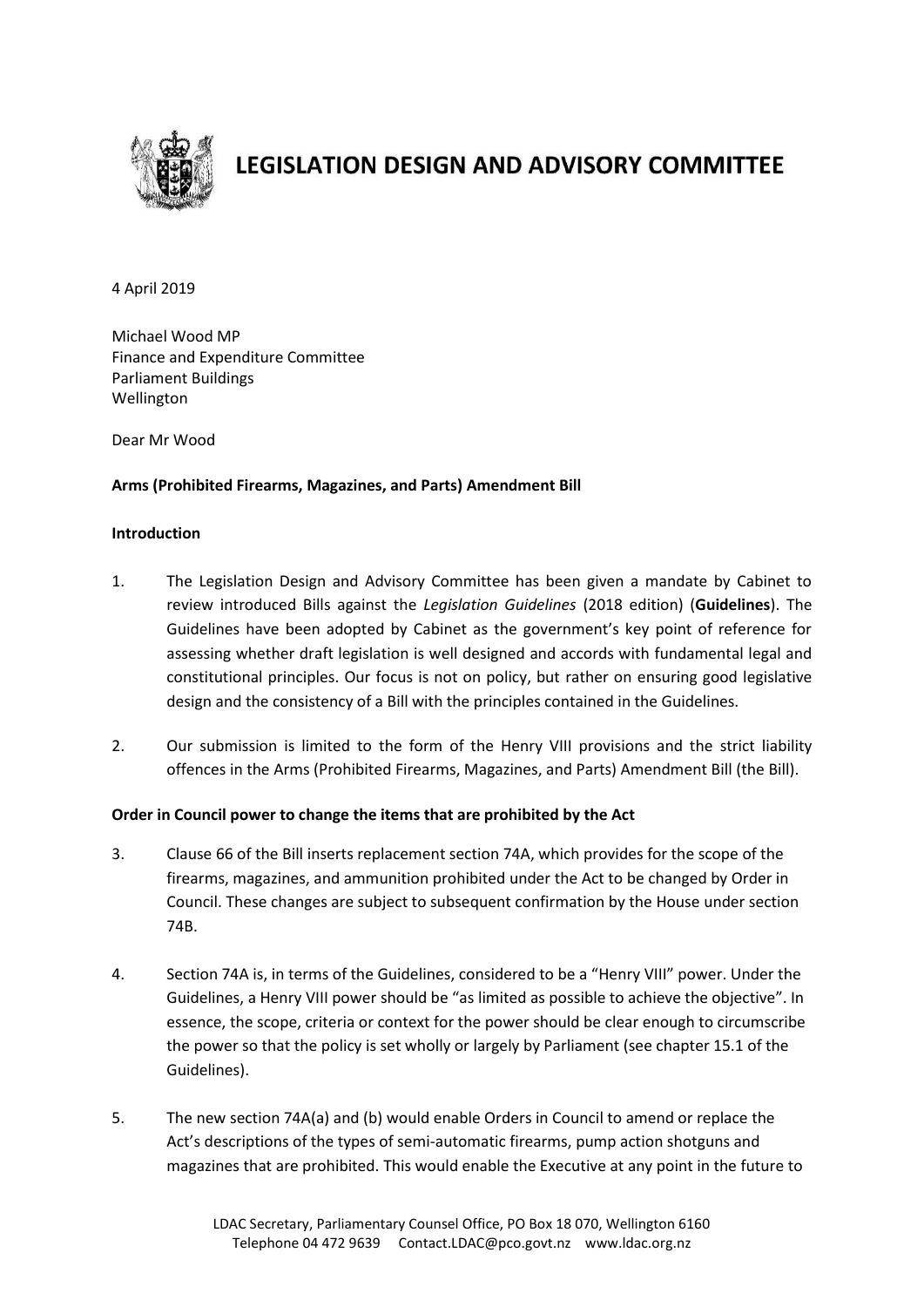# LEGISLATION DESIGN AND ADVISORY COMMITTEE

4 April 2019

Michael Wood MP
Finance and Expenditure Committee
Parliament Buildings
Wellington

Dear Mr Wood

**Arms (Prohibited Firearms, Magazines, and Parts) Amendment Bill**

**Introduction**

1. The Legislation Design and Advisory Committee has been given a mandate by Cabinet to review introduced Bills against the *Legislation Guidelines* (2018 edition) (**Guidelines**). The Guidelines have been adopted by Cabinet as the government's key point of reference for assessing whether draft legislation is well designed and accords with fundamental legal and constitutional principles. Our focus is not on policy, but rather on ensuring good legislative design and the consistency of a Bill with the principles contained in the Guidelines.

2. Our submission is limited to the form of the Henry VIII provisions and the strict liability offences in the Arms (Prohibited Firearms, Magazines, and Parts) Amendment Bill (the Bill).

**Order in Council power to change the items that are prohibited by the Act**

3. Clause 66 of the Bill inserts replacement section 74A, which provides for the scope of the firearms, magazines, and ammunition prohibited under the Act to be changed by Order in Council. These changes are subject to subsequent confirmation by the House under section 74B.

4. Section 74A is, in terms of the Guidelines, considered to be a "Henry VIII" power. Under the Guidelines, a Henry VIII power should be "as limited as possible to achieve the objective". In essence, the scope, criteria or context for the power should be clear enough to circumscribe the power so that the policy is set wholly or largely by Parliament (see chapter 15.1 of the Guidelines).

5. The new section 74A(a) and (b) would enable Orders in Council to amend or replace the Act's descriptions of the types of semi-automatic firearms, pump action shotguns and magazines that are prohibited. This would enable the Executive at any point in the future to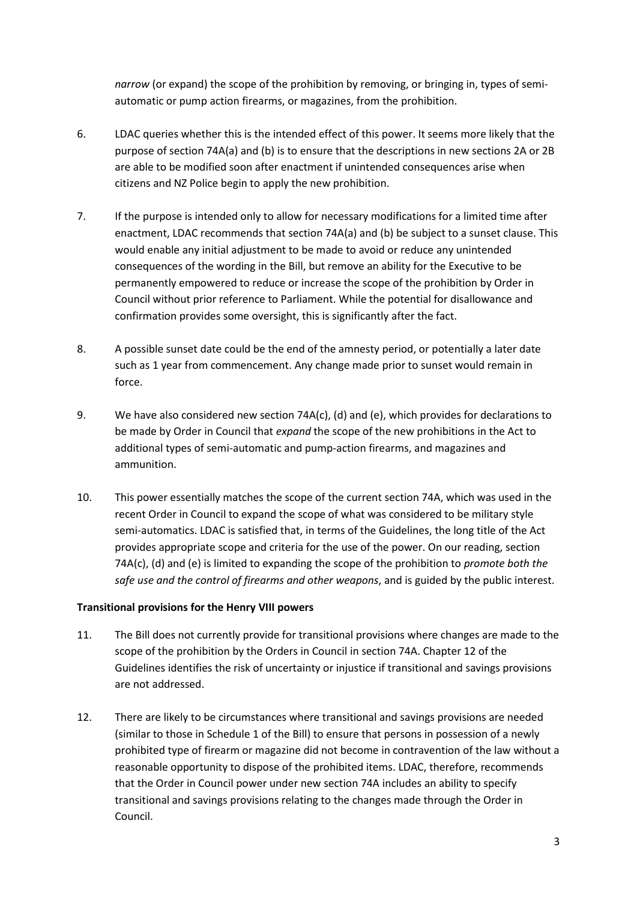*narrow* (or expand) the scope of the prohibition by removing, or bringing in, types of semi-automatic or pump action firearms, or magazines, from the prohibition.

6. LDAC queries whether this is the intended effect of this power. It seems more likely that the purpose of section 74A(a) and (b) is to ensure that the descriptions in new sections 2A or 2B are able to be modified soon after enactment if unintended consequences arise when citizens and NZ Police begin to apply the new prohibition.

7. If the purpose is intended only to allow for necessary modifications for a limited time after enactment, LDAC recommends that section 74A(a) and (b) be subject to a sunset clause. This would enable any initial adjustment to be made to avoid or reduce any unintended consequences of the wording in the Bill, but remove an ability for the Executive to be permanently empowered to reduce or increase the scope of the prohibition by Order in Council without prior reference to Parliament. While the potential for disallowance and confirmation provides some oversight, this is significantly after the fact.

8. A possible sunset date could be the end of the amnesty period, or potentially a later date such as 1 year from commencement. Any change made prior to sunset would remain in force.

9. We have also considered new section 74A(c), (d) and (e), which provides for declarations to be made by Order in Council that *expand* the scope of the new prohibitions in the Act to additional types of semi-automatic and pump-action firearms, and magazines and ammunition.

10. This power essentially matches the scope of the current section 74A, which was used in the recent Order in Council to expand the scope of what was considered to be military style semi-automatics. LDAC is satisfied that, in terms of the Guidelines, the long title of the Act provides appropriate scope and criteria for the use of the power. On our reading, section 74A(c), (d) and (e) is limited to expanding the scope of the prohibition to *promote both the safe use and the control of firearms and other weapons*, and is guided by the public interest.

**Transitional provisions for the Henry VIII powers**

11. The Bill does not currently provide for transitional provisions where changes are made to the scope of the prohibition by the Orders in Council in section 74A. Chapter 12 of the Guidelines identifies the risk of uncertainty or injustice if transitional and savings provisions are not addressed.

12. There are likely to be circumstances where transitional and savings provisions are needed (similar to those in Schedule 1 of the Bill) to ensure that persons in possession of a newly prohibited type of firearm or magazine did not become in contravention of the law without a reasonable opportunity to dispose of the prohibited items. LDAC, therefore, recommends that the Order in Council power under new section 74A includes an ability to specify transitional and savings provisions relating to the changes made through the Order in Council.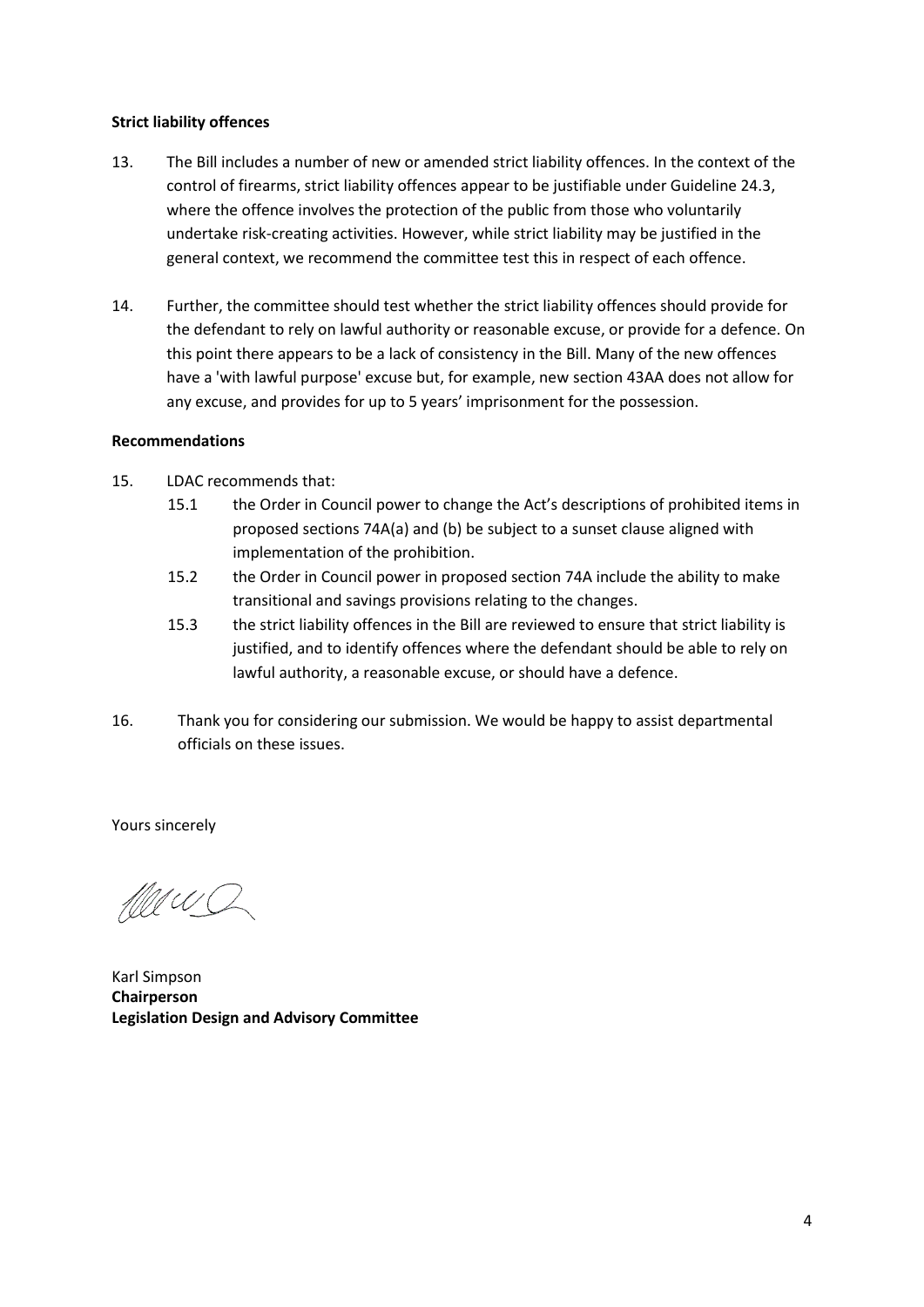**Strict liability offences**

13. The Bill includes a number of new or amended strict liability offences. In the context of the control of firearms, strict liability offences appear to be justifiable under Guideline 24.3, where the offence involves the protection of the public from those who voluntarily undertake risk-creating activities. However, while strict liability may be justified in the general context, we recommend the committee test this in respect of each offence.

14. Further, the committee should test whether the strict liability offences should provide for the defendant to rely on lawful authority or reasonable excuse, or provide for a defence. On this point there appears to be a lack of consistency in the Bill. Many of the new offences have a 'with lawful purpose' excuse but, for example, new section 43AA does not allow for any excuse, and provides for up to 5 years' imprisonment for the possession.

**Recommendations**

15. LDAC recommends that:
    - 15.1 the Order in Council power to change the Act's descriptions of prohibited items in proposed sections 74A(a) and (b) be subject to a sunset clause aligned with implementation of the prohibition.
    - 15.2 the Order in Council power in proposed section 74A include the ability to make transitional and savings provisions relating to the changes.
    - 15.3 the strict liability offences in the Bill are reviewed to ensure that strict liability is justified, and to identify offences where the defendant should be able to rely on lawful authority, a reasonable excuse, or should have a defence.

16. Thank you for considering our submission. We would be happy to assist departmental officials on these issues.

Yours sincerely

Karl Simpson
**Chairperson**
**Legislation Design and Advisory Committee**